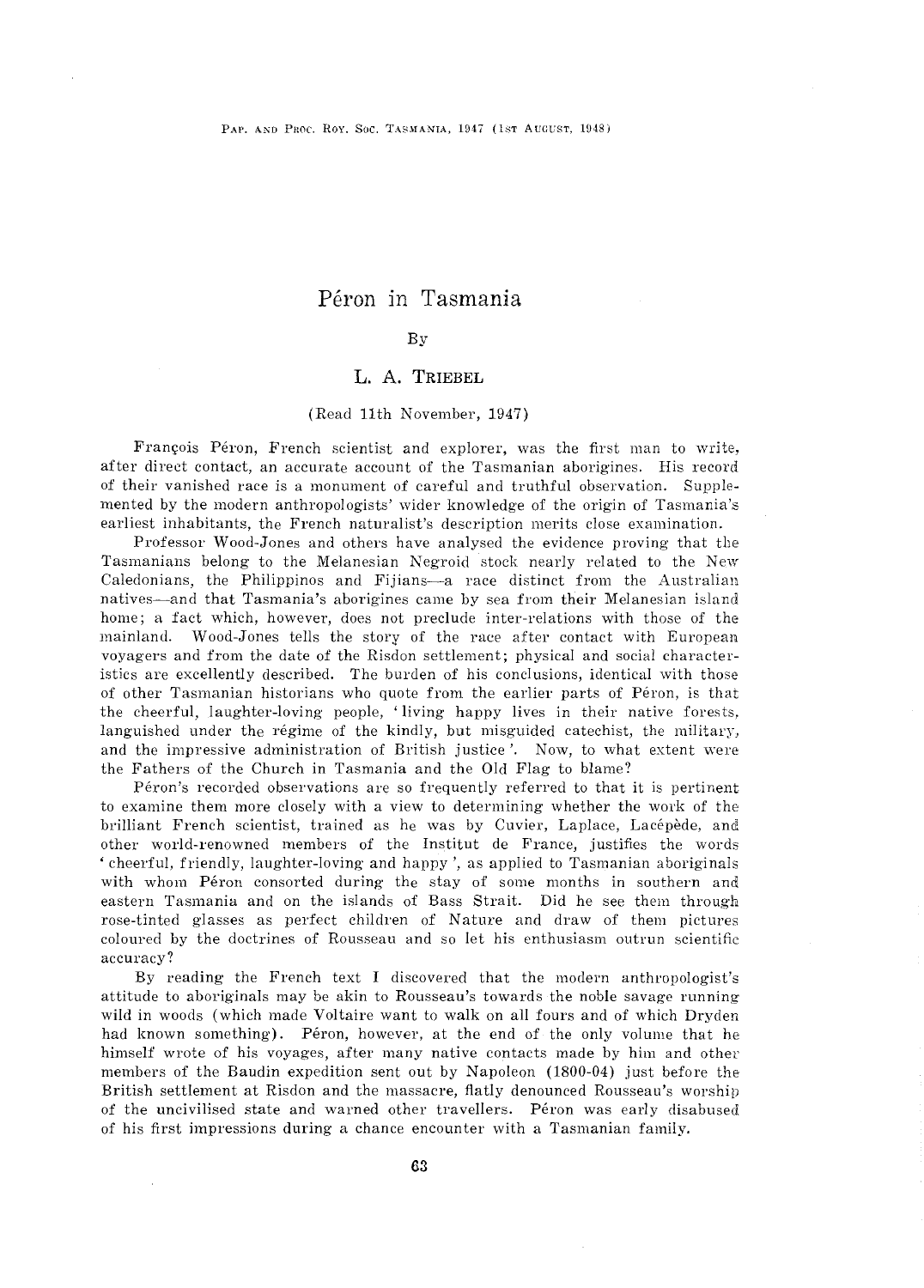# Péron in Tasmania

By

## L. A. Triebel

(Read 11th November, 1947)

François Péron, French scientist and explorer, was the first man to write, after direct contact, an accurate account of the Tasmanian aborigines. His record of their vanished race is a monument of careful and truthful observation. Supplemented by the modern anthropologists' wider knowledge of the origin of Tasmania's earliest inhabitants, the French naturalist's description merits close examination.

Professor Wood-Jones and others have analysed the evidence proving that the Tasmanians belong to the Melanesian Negroid stock nearly related to the New Caledonians, the Philippinos and Fijians—a race distinct from the Australian natives—and that Tasmania's aborigines came by sea from their Melanesian island home; a fact which, however, does not preclude inter-relations with those of the mainland. Wood-Jones tells the story of the race after contact with European voyagers and from the date of the Risdon settlement; physical and social characteristics are excellently described. The burden of his conclusions, identical with those of other Tasmanian historians who quote from the earlier parts of Péron, is that the cheerful, laughter-loving people, 'living happy lives in their native forests, languished under the régime of the kindly, but misguided catechist, the military, and the impressive administration of British justice'. Now, to what extent were the Fathers of the Church in Tasmania and the Old Flag to blame?

Péron's recorded observations are so frequently referred to that it is pertinent to examine them more closely with a view to determining whether the work of the brilliant French scientist, trained as he was by Cuvier, Laplace, Lacépède, and other world-renowned members of the Institut de France, justifies the words 'cheerful, friendly, laughter-loving and happy', as applied to Tasmanian aboriginals with whom Péron consorted during the stay of some months in southern and eastern Tasmania and on the islands of Bass Strait. Did he see them through rose-tinted glasses as perfect children of Nature and draw of them pictures coloured by the doctrines of Rousseau and so let his enthusiasm outrun scientific accuracy?

By reading the French text I discovered that the modern anthropologist's attitude to aboriginals may be akin to Rousseau's towards the noble savage running wild in woods (which made Voltaire want to walk on all fours and of which Dryden had known something). Péron, however, at the end of the only volume that he himself wrote of his voyages, after many native contacts made by him and other members of the Baudin expedition sent out by Napoleon (1800-04) just before the British settlement at Risdon and the massacre, flatly denounced Rousseau's worship of the uncivilised state and warned other travellers. Péron was early disabused of his first impressions during a chance encounter with a Tasmanian family.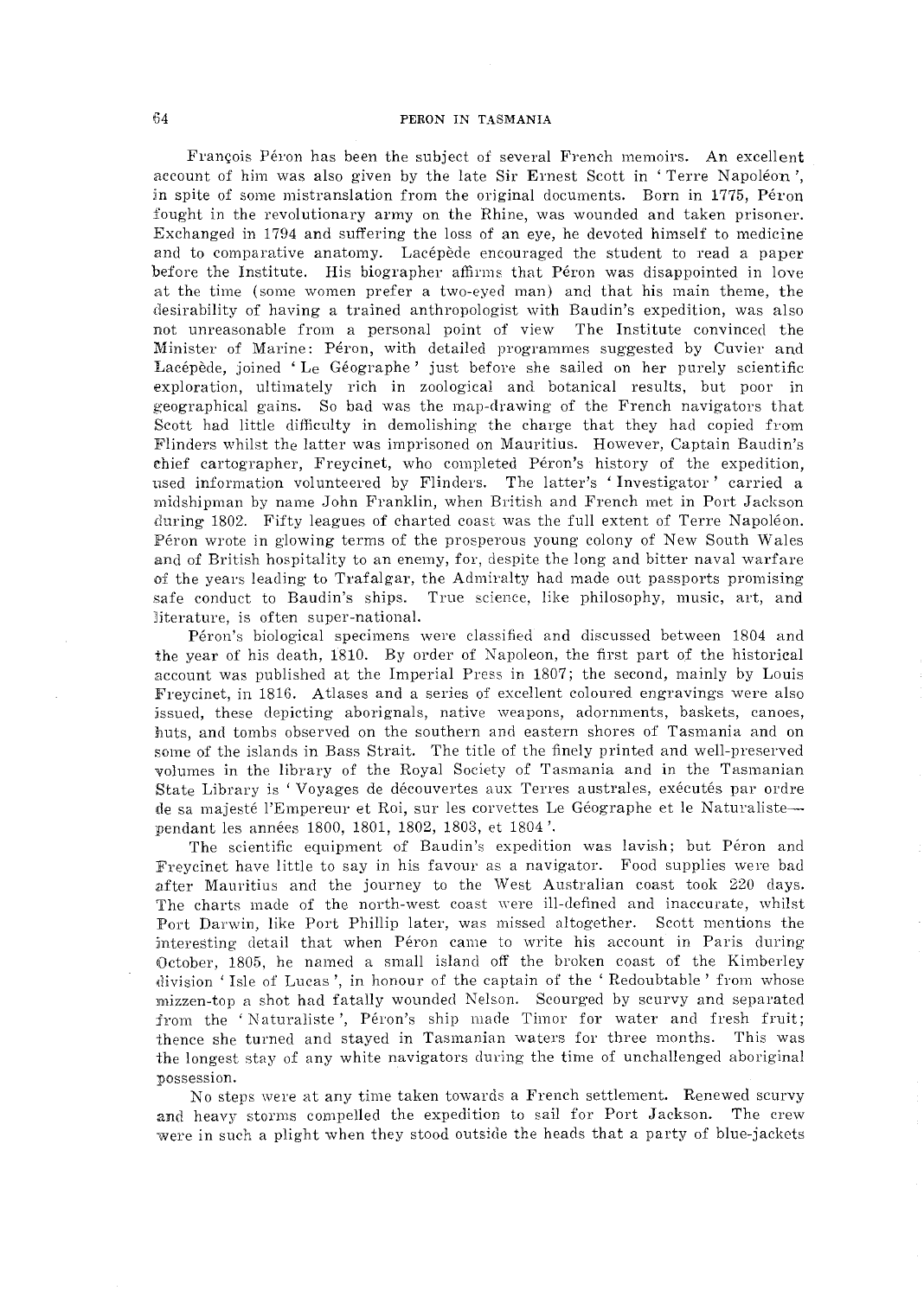François Péron has been the subject of several French memoirs. An excellent account of him was also given by the late Sir Ernest Scott in 'Terre Napoléon', in spite of some mistranslation from the original documents. Born in 1775, Péron fought in the revolutionary army on the Rhine, was wounded and taken prisoner. Exchanged in 1794 and suffering the loss of an eye, he devoted himself to medicine and to comparative anatomy. Lacépède encouraged the student to read a paper before the Institute. His biographer affirms that Péron was disappointed in love at the time (some women prefer a two-eyed man) and that his main theme, the desirability of having a trained anthropologist with Baudin's expedition, was also not unreasonable from a personal point of view The Institute convinced the Minister of Marine: Péron, with detailed programmes suggested by Cuvier and Lacépède, joined 'Le Géographe' just before she sailed on her purely scientific exploration, ultimately rich in zoological and botanical results, but poor in geographical gains. So bad was the map-drawing of the French navigators that Scott had little difficulty in demolishing the charge that they had copied from Flinders whilst the latter was imprisoned on Mauritius. However, Captain Baudin's chief cartographer, Freycinet, who completed Péron's history of the expedition, used information volunteered by Flinders. The latter's 'Investigator' carried a midshipman by name John Franklin, when British and French met in Port Jackson during 1802. Fifty leagues of charted coast was the full extent of Terre Napoléon. Péron wrote in glowing terms of the prosperous young colony of New South Wales and of British hospitality to an enemy, for, despite the long and bitter naval warfare of the years leading to Trafalgar, the Admiralty had made out passports promising safe conduct to Baudin's ships. True science, like philosophy, music, art, and literature, is often super-national.

Péron's biological specimens were classified and discussed between 1804 and the year of his death, 1810. By order of Napoleon, the first part of the historical account was published at the Imperial Press in 1807; the second, mainly by Louis Freycinet, in 1816. Atlases and a series of excellent coloured engravings were also issued, these depicting aborignals, native weapons, adornments, baskets, canoes, huts, and tombs observed on the southern and eastern shores of Tasmania and on some of the islands in Bass Strait. The title of the finely printed and well-preserved volumes in the library of the Royal Society of Tasmania and in the Tasmanian State Library is 'Voyages de découvertes aux Terres australes, exécutés par ordre de sa majesté l'Empereur et Roi, sur les corvettes Le Géographe et le Naturaliste—pendant les années 1800, 1801, 1802, 1803, et 1804'.

The scientific equipment of Baudin's expedition was lavish; but Péron and Freycinet have little to say in his favour as a navigator. Food supplies were bad after Mauritius and the journey to the West Australian coast took 220 days. The charts made of the north-west coast were ill-defined and inaccurate, whilst Port Darwin, like Port Phillip later, was missed altogether. Scott mentions the interesting detail that when Péron came to write his account in Paris during October, 1805, he named a small island off the broken coast of the Kimberley division 'Isle of Lucas', in honour of the captain of the 'Redoubtable' from whose mizzen-top a shot had fatally wounded Nelson. Scourged by scurvy and separated from the 'Naturaliste', Péron's ship made Timor for water and fresh fruit; thence she turned and stayed in Tasmanian waters for three months. This was the longest stay of any white navigators during the time of unchallenged aboriginal possession.

No steps were at any time taken towards a French settlement. Renewed scurvy and heavy storms compelled the expedition to sail for Port Jackson. The crew were in such a plight when they stood outside the heads that a party of blue-jackets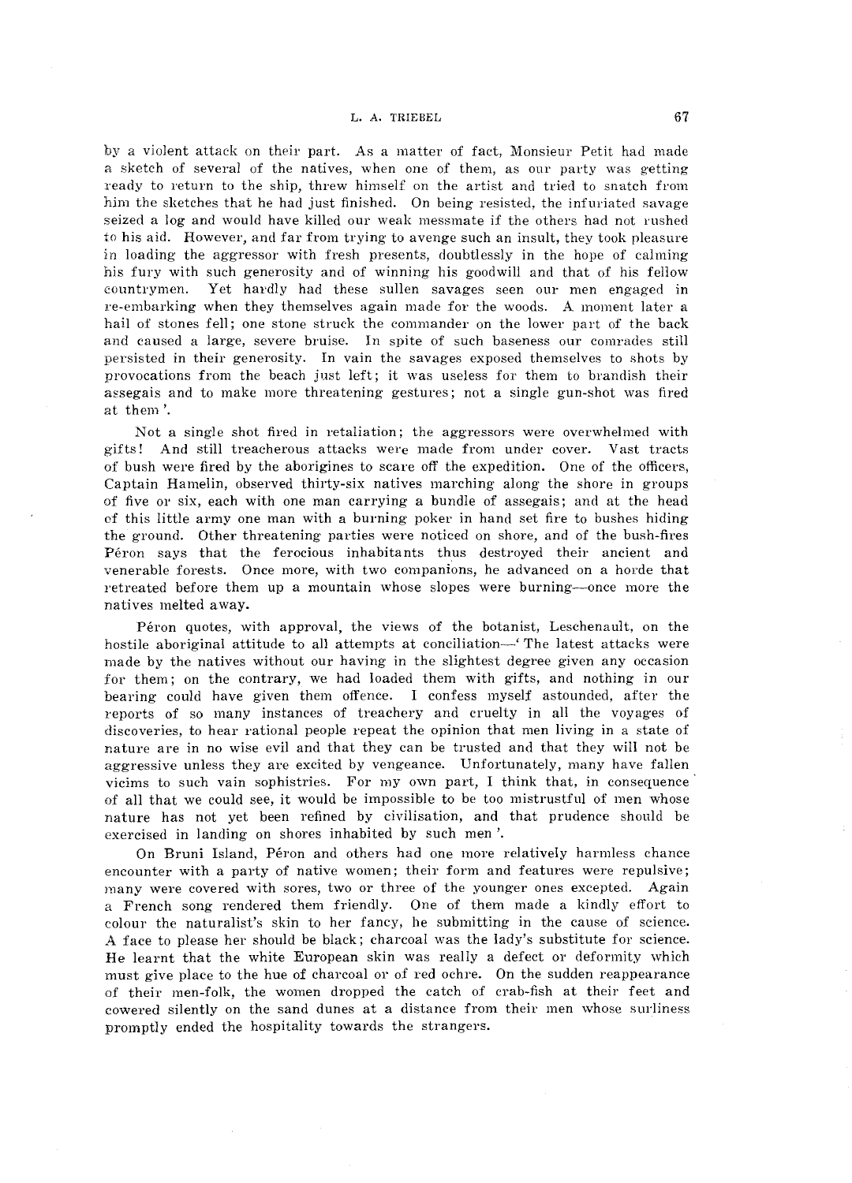by a violent attack on their part. As a matter of fact, Monsieur Petit had made a sketch of several of the natives, when one of them, as our party was getting ready to return to the ship, threw himself on the artist and tried to snatch from him the sketches that he had just finished. On being resisted, the infuriated savage seized a log and would have killed our weak messmate if the others had not rushed to his aid. However, and far from trying to avenge such an insult, they took pleasure in loading the aggressor with fresh presents, doubtlessly in the hope of calming his fury with such generosity and of winning his goodwill and that of his fellow countrymen. Yet hardly had these sullen savages seen our men engaged in re-embarking when they themselves again made for the woods. A moment later a hail of stones fell; one stone struck the commander on the lower part of the back and caused a large, severe bruise. In spite of such baseness our comrades still persisted in their generosity. In vain the savages exposed themselves to shots by provocations from the beach just left; it was useless for them to brandish their assegais and to make more threatening gestures; not a single gun-shot was fired at them'.

Not a single shot fired in retaliation; the aggressors were overwhelmed with gifts! And still treacherous attacks were made from under cover. Vast tracts of bush were fired by the aborigines to scare off the expedition. One of the officers, Captain Hamelin, observed thirty-six natives marching along the shore in groups of five or six, each with one man carrying a bundle of assegais; and at the head of this little army one man with a burning poker in hand set fire to bushes hiding the ground. Other threatening parties were noticed on shore, and of the bush-fires Péron says that the ferocious inhabitants thus destroyed their ancient and venerable forests. Once more, with two companions, he advanced on a horde that retreated before them up a mountain whose slopes were burning—once more the natives melted away.

Péron quotes, with approval, the views of the botanist, Leschenault, on the hostile aboriginal attitude to all attempts at conciliation—'The latest attacks were made by the natives without our having in the slightest degree given any occasion for them; on the contrary, we had loaded them with gifts, and nothing in our bearing could have given them offence. I confess myself astounded, after the reports of so many instances of treachery and cruelty in all the voyages of discoveries, to hear rational people repeat the opinion that men living in a state of nature are in no wise evil and that they can be trusted and that they will not be aggressive unless they are excited by vengeance. Unfortunately, many have fallen vicims to such vain sophistries. For my own part, I think that, in consequence of all that we could see, it would be impossible to be too mistrustful of men whose nature has not yet been refined by civilisation, and that prudence should be exercised in landing on shores inhabited by such men'.

On Bruni Island, Péron and others had one more relatively harmless chance encounter with a party of native women; their form and features were repulsive; many were covered with sores, two or three of the younger ones excepted. Again a French song rendered them friendly. One of them made a kindly effort to colour the naturalist's skin to her fancy, he submitting in the cause of science. A face to please her should be black; charcoal was the lady's substitute for science. He learnt that the white European skin was really a defect or deformity which must give place to the hue of charcoal or of red ochre. On the sudden reappearance of their men-folk, the women dropped the catch of crab-fish at their feet and cowered silently on the sand dunes at a distance from their men whose surliness promptly ended the hospitality towards the strangers.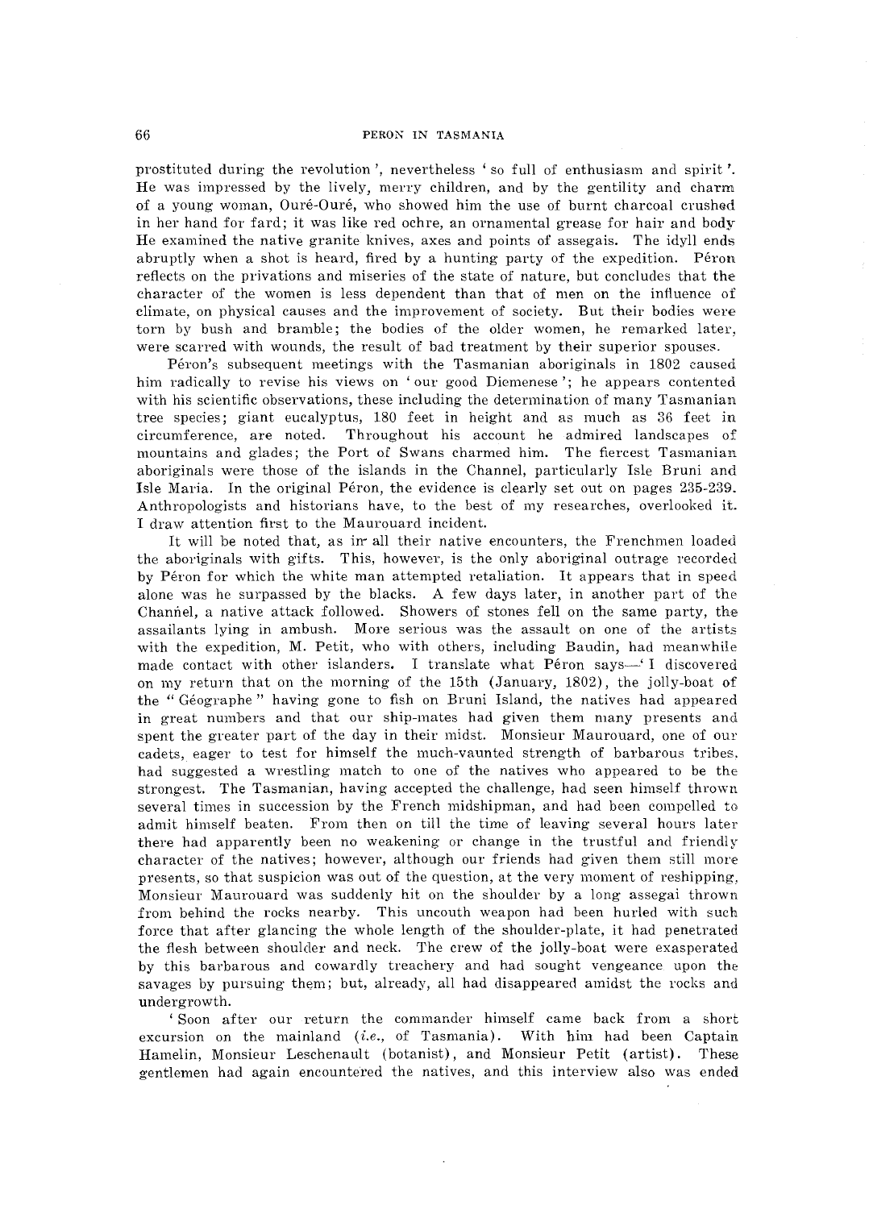prostituted during the revolution', nevertheless 'so full of enthusiasm and spirit'. He was impressed by the lively, merry children, and by the gentility and charm of a young woman, Ouré-Ouré, who showed him the use of burnt charcoal crushed in her hand for fard; it was like red ochre, an ornamental grease for hair and body He examined the native granite knives, axes and points of assegais. The idyll ends abruptly when a shot is heard, fired by a hunting party of the expedition. Péron reflects on the privations and miseries of the state of nature, but concludes that the character of the women is less dependent than that of men on the influence of climate, on physical causes and the improvement of society. But their bodies were torn by bush and bramble; the bodies of the older women, he remarked later, were scarred with wounds, the result of bad treatment by their superior spouses.

Péron's subsequent meetings with the Tasmanian aboriginals in 1802 caused him radically to revise his views on 'our good Diemenese'; he appears contented with his scientific observations, these including the determination of many Tasmanian tree species; giant eucalyptus, 180 feet in height and as much as 36 feet in circumference, are noted. Throughout his account he admired landscapes of mountains and glades; the Port of Swans charmed him. The fiercest Tasmanian aboriginals were those of the islands in the Channel, particularly Isle Bruni and Isle Maria. In the original Péron, the evidence is clearly set out on pages 235-239. Anthropologists and historians have, to the best of my researches, overlooked it. I draw attention first to the Maurouard incident.

It will be noted that, as in all their native encounters, the Frenchmen loaded the aboriginals with gifts. This, however, is the only aboriginal outrage recorded by Péron for which the white man attempted retaliation. It appears that in speed alone was he surpassed by the blacks. A few days later, in another part of the Channel, a native attack followed. Showers of stones fell on the same party, the assailants lying in ambush. More serious was the assault on one of the artists with the expedition, M. Petit, who with others, including Baudin, had meanwhile made contact with other islanders. I translate what Péron says—'I discovered on my return that on the morning of the 15th (January, 1802), the jolly-boat of the "Géographe" having gone to fish on Bruni Island, the natives had appeared in great numbers and that our ship-mates had given them many presents and spent the greater part of the day in their midst. Monsieur Maurouard, one of our cadets, eager to test for himself the much-vaunted strength of barbarous tribes, had suggested a wrestling match to one of the natives who appeared to be the strongest. The Tasmanian, having accepted the challenge, had seen himself thrown several times in succession by the French midshipman, and had been compelled to admit himself beaten. From then on till the time of leaving several hours later there had apparently been no weakening or change in the trustful and friendly character of the natives; however, although our friends had given them still more presents, so that suspicion was out of the question, at the very moment of reshipping, Monsieur Maurouard was suddenly hit on the shoulder by a long assegai thrown from behind the rocks nearby. This uncouth weapon had been hurled with such force that after glancing the whole length of the shoulder-plate, it had penetrated the flesh between shoulder and neck. The crew of the jolly-boat were exasperated by this barbarous and cowardly treachery and had sought vengeance upon the savages by pursuing them; but, already, all had disappeared amidst the rocks and undergrowth.

'Soon after our return the commander himself came back from a short excursion on the mainland (*i.e.*, of Tasmania). With him had been Captain Hamelin, Monsieur Leschenault (botanist), and Monsieur Petit (artist). These gentlemen had again encountered the natives, and this interview also was ended